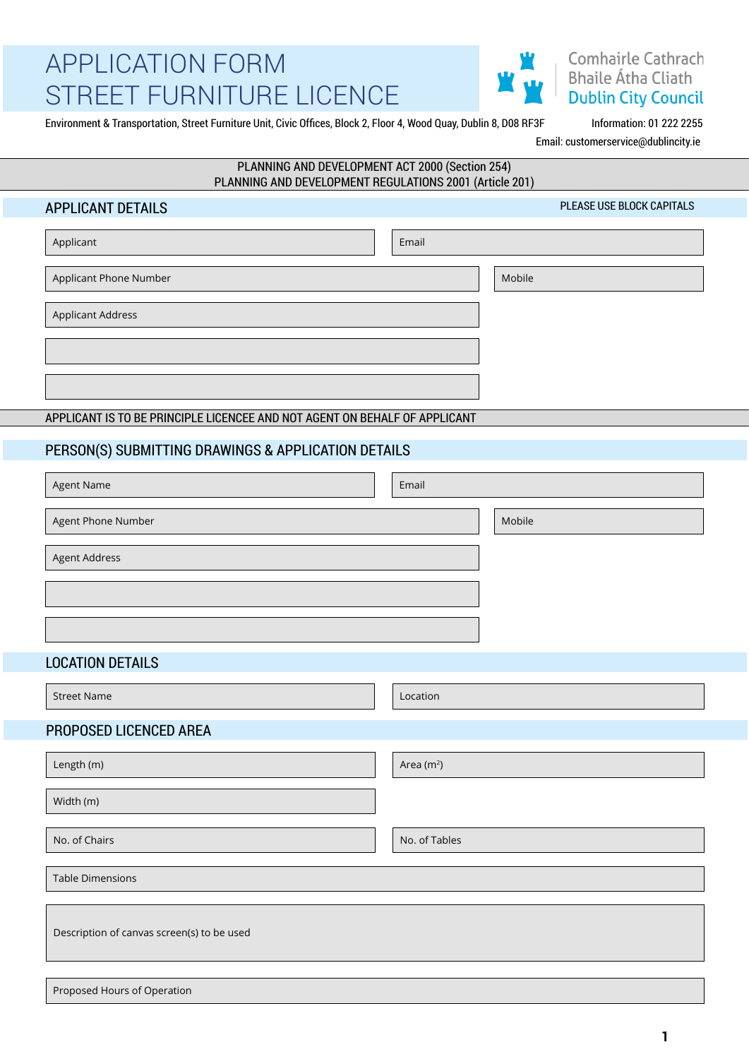# APPLICATION FORM
# STREET FURNITURE LICENCE

Comhairle Cathrach
Bhaile Átha Cliath
Dublin City Council

Environment & Transportation, Street Furniture Unit, Civic Offices, Block 2, Floor 4, Wood Quay, Dublin 8, D08 RF3F

Information: 01 222 2255

Email: customerservice@dublincity.ie

PLANNING AND DEVELOPMENT ACT 2000 (Section 254)
PLANNING AND DEVELOPMENT REGULATIONS 2001 (Article 201)

## APPLICANT DETAILS

PLEASE USE BLOCK CAPITALS

Applicant

Email

Applicant Phone Number

Mobile

Applicant Address

APPLICANT IS TO BE PRINCIPLE LICENCEE AND NOT AGENT ON BEHALF OF APPLICANT

## PERSON(S) SUBMITTING DRAWINGS & APPLICATION DETAILS

Agent Name

Email

Agent Phone Number

Mobile

Agent Address

## LOCATION DETAILS

Street Name

Location

## PROPOSED LICENCED AREA

Length (m)

Area ($m^2$)

Width (m)

No. of Chairs

No. of Tables

Table Dimensions

Description of canvas screen(s) to be used

Proposed Hours of Operation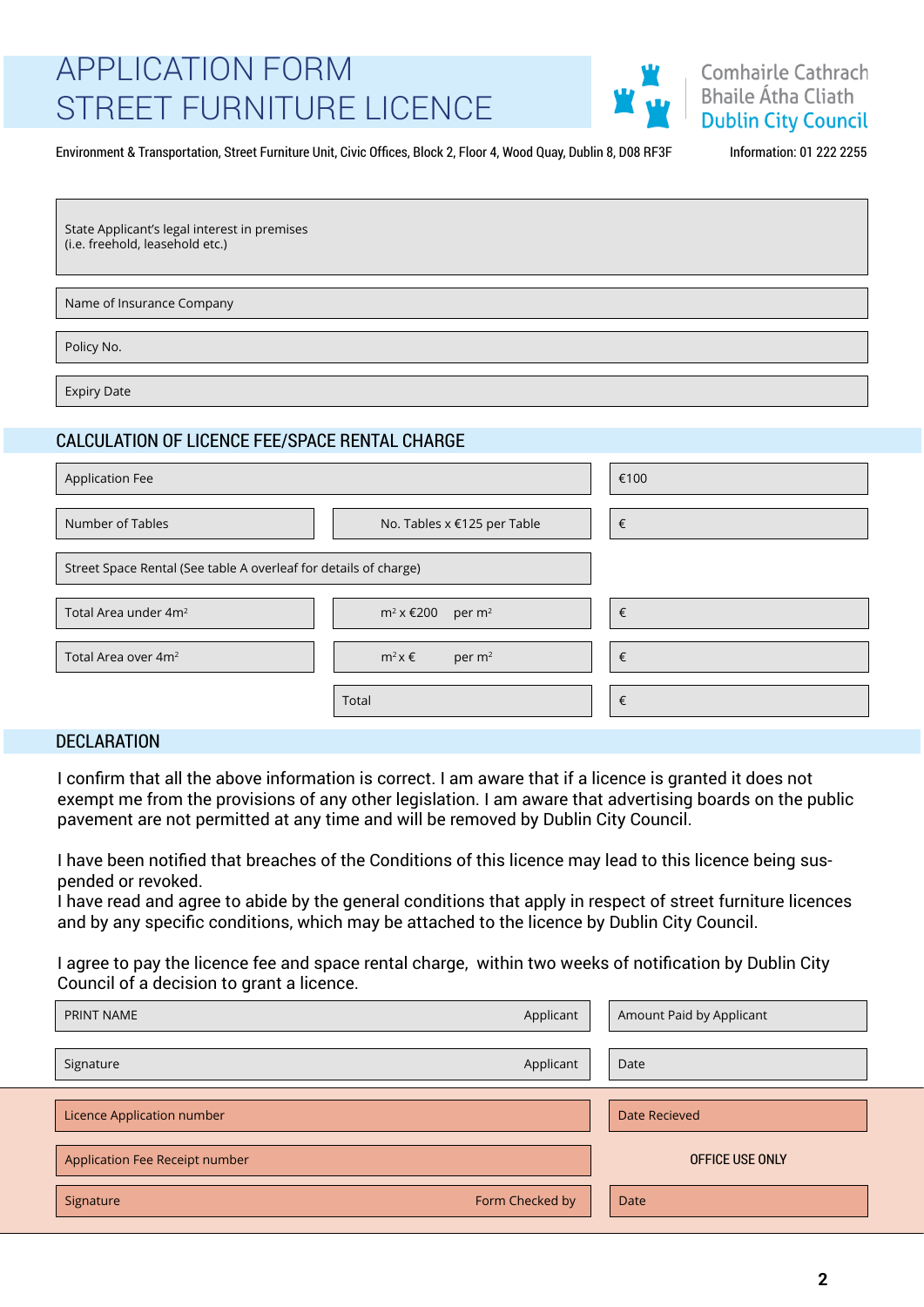# APPLICATION FORM STREET FURNITURE LICENCE

Comhairle Cathrach Bhaile Átha Cliath
Dublin City Council

Environment & Transportation, Street Furniture Unit, Civic Offices, Block 2, Floor 4, Wood Quay, Dublin 8, D08 RF3F

Information: 01 222 2255

| |
|---|
| State Applicant's legal interest in premises (i.e. freehold, leasehold etc.) |
| Name of Insurance Company |
| Policy No. |
| Expiry Date |

## CALCULATION OF LICENCE FEE/SPACE RENTAL CHARGE

| | | |
|---|---|---|
| Application Fee | | €100 |
| Number of Tables | No. Tables x €125 per Table | € |
| Street Space Rental (See table A overleaf for details of charge) | | |
| Total Area under $4m^2$ | $m^2$ x €200 per $m^2$ | € |
| Total Area over $4m^2$ | $m^2$ x € per $m^2$ | € |
| | Total | € |

## DECLARATION

I confirm that all the above information is correct. I am aware that if a licence is granted it does not exempt me from the provisions of any other legislation. I am aware that advertising boards on the public pavement are not permitted at any time and will be removed by Dublin City Council.

I have been notified that breaches of the Conditions of this licence may lead to this licence being suspended or revoked.
I have read and agree to abide by the general conditions that apply in respect of street furniture licences and by any specific conditions, which may be attached to the licence by Dublin City Council.

I agree to pay the licence fee and space rental charge, within two weeks of notification by Dublin City Council of a decision to grant a licence.

| | |
|---|---|
| PRINT NAME — Applicant | Amount Paid by Applicant |
| Signature — Applicant | Date |

**OFFICE USE ONLY**

| | |
|---|---|
| Licence Application number | Date Recieved |
| Application Fee Receipt number | |
| Signature — Form Checked by | Date |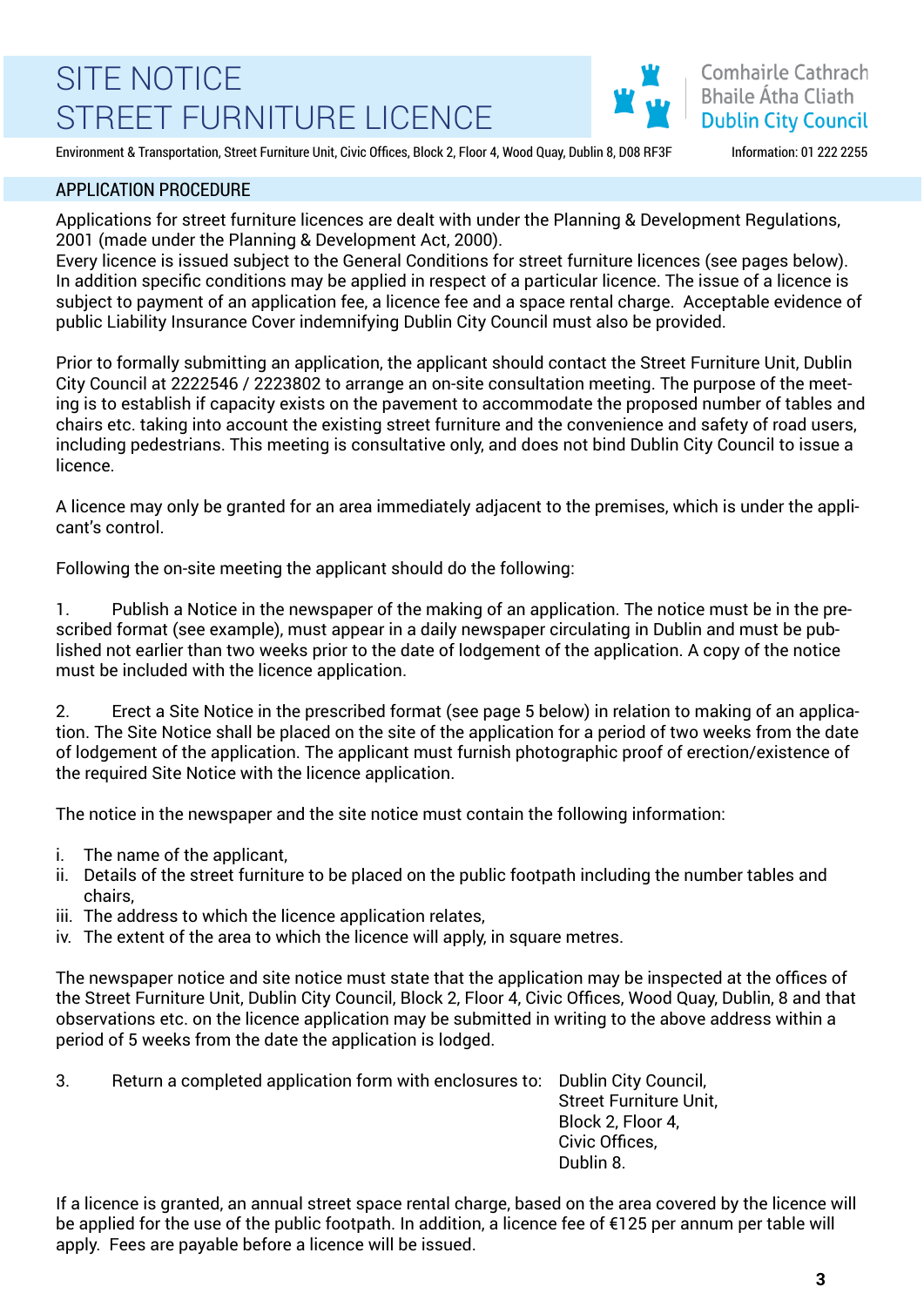# SITE NOTICE
# STREET FURNITURE LICENCE

Comhairle Cathrach Bhaile Átha Cliath
Dublin City Council

Environment & Transportation, Street Furniture Unit, Civic Offices, Block 2, Floor 4, Wood Quay, Dublin 8, D08 RF3F Information: 01 222 2255

## APPLICATION PROCEDURE

Applications for street furniture licences are dealt with under the Planning & Development Regulations, 2001 (made under the Planning & Development Act, 2000).
Every licence is issued subject to the General Conditions for street furniture licences (see pages below). In addition specific conditions may be applied in respect of a particular licence. The issue of a licence is subject to payment of an application fee, a licence fee and a space rental charge. Acceptable evidence of public Liability Insurance Cover indemnifying Dublin City Council must also be provided.

Prior to formally submitting an application, the applicant should contact the Street Furniture Unit, Dublin City Council at 2222546 / 2223802 to arrange an on-site consultation meeting. The purpose of the meeting is to establish if capacity exists on the pavement to accommodate the proposed number of tables and chairs etc. taking into account the existing street furniture and the convenience and safety of road users, including pedestrians. This meeting is consultative only, and does not bind Dublin City Council to issue a licence.

A licence may only be granted for an area immediately adjacent to the premises, which is under the applicant's control.

Following the on-site meeting the applicant should do the following:

1. Publish a Notice in the newspaper of the making of an application. The notice must be in the prescribed format (see example), must appear in a daily newspaper circulating in Dublin and must be published not earlier than two weeks prior to the date of lodgement of the application. A copy of the notice must be included with the licence application.

2. Erect a Site Notice in the prescribed format (see page 5 below) in relation to making of an application. The Site Notice shall be placed on the site of the application for a period of two weeks from the date of lodgement of the application. The applicant must furnish photographic proof of erection/existence of the required Site Notice with the licence application.

The notice in the newspaper and the site notice must contain the following information:

i. The name of the applicant,
ii. Details of the street furniture to be placed on the public footpath including the number tables and chairs,
iii. The address to which the licence application relates,
iv. The extent of the area to which the licence will apply, in square metres.

The newspaper notice and site notice must state that the application may be inspected at the offices of the Street Furniture Unit, Dublin City Council, Block 2, Floor 4, Civic Offices, Wood Quay, Dublin, 8 and that observations etc. on the licence application may be submitted in writing to the above address within a period of 5 weeks from the date the application is lodged.

3. Return a completed application form with enclosures to: Dublin City Council,
Street Furniture Unit,
Block 2, Floor 4,
Civic Offices,
Dublin 8.

If a licence is granted, an annual street space rental charge, based on the area covered by the licence will be applied for the use of the public footpath. In addition, a licence fee of €125 per annum per table will apply. Fees are payable before a licence will be issued.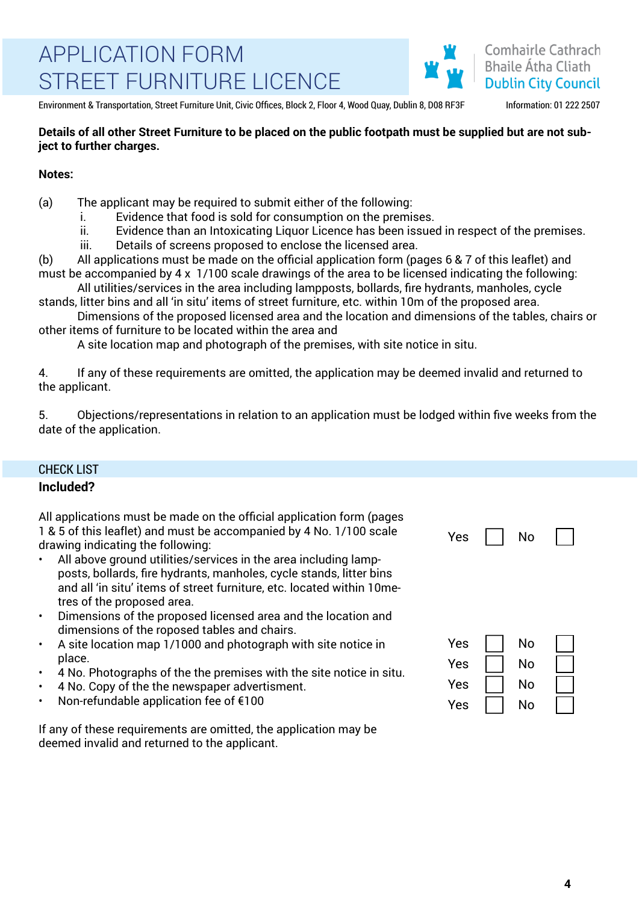# APPLICATION FORM
# STREET FURNITURE LICENCE

Comhairle Cathrach Bhaile Átha Cliath
Dublin City Council

Environment & Transportation, Street Furniture Unit, Civic Offices, Block 2, Floor 4, Wood Quay, Dublin 8, D08 RF3F

Information: 01 222 2507

**Details of all other Street Furniture to be placed on the public footpath must be supplied but are not subject to further charges.**

**Notes:**

(a) The applicant may be required to submit either of the following:
- i. Evidence that food is sold for consumption on the premises.
- ii. Evidence than an Intoxicating Liquor Licence has been issued in respect of the premises.
- iii. Details of screens proposed to enclose the licensed area.

(b) All applications must be made on the official application form (pages 6 & 7 of this leaflet) and must be accompanied by 4 x 1/100 scale drawings of the area to be licensed indicating the following:

All utilities/services in the area including lampposts, bollards, fire hydrants, manholes, cycle stands, litter bins and all 'in situ' items of street furniture, etc. within 10m of the proposed area.

Dimensions of the proposed licensed area and the location and dimensions of the tables, chairs or other items of furniture to be located within the area and

A site location map and photograph of the premises, with site notice in situ.

4. If any of these requirements are omitted, the application may be deemed invalid and returned to the applicant.

5. Objections/representations in relation to an application must be lodged within five weeks from the date of the application.

## CHECK LIST

**Included?**

| | | |
|---|---|---|
| All applications must be made on the official application form (pages 1 & 5 of this leaflet) and must be accompanied by 4 No. 1/100 scale drawing indicating the following:<br>• All above ground utilities/services in the area including lampposts, bollards, fire hydrants, manholes, cycle stands, litter bins and all 'in situ' items of street furniture, etc. located within 10metres of the proposed area.<br>• Dimensions of the proposed licensed area and the location and dimensions of the roposed tables and chairs. | Yes ☐ | No ☐ |
| • A site location map 1/1000 and photograph with site notice in place. | Yes ☐ | No ☐ |
| • 4 No. Photographs of the the premises with the site notice in situ. | Yes ☐ | No ☐ |
| • 4 No. Copy of the the newspaper advertisment. | Yes ☐ | No ☐ |
| • Non-refundable application fee of €100 | Yes ☐ | No ☐ |

If any of these requirements are omitted, the application may be deemed invalid and returned to the applicant.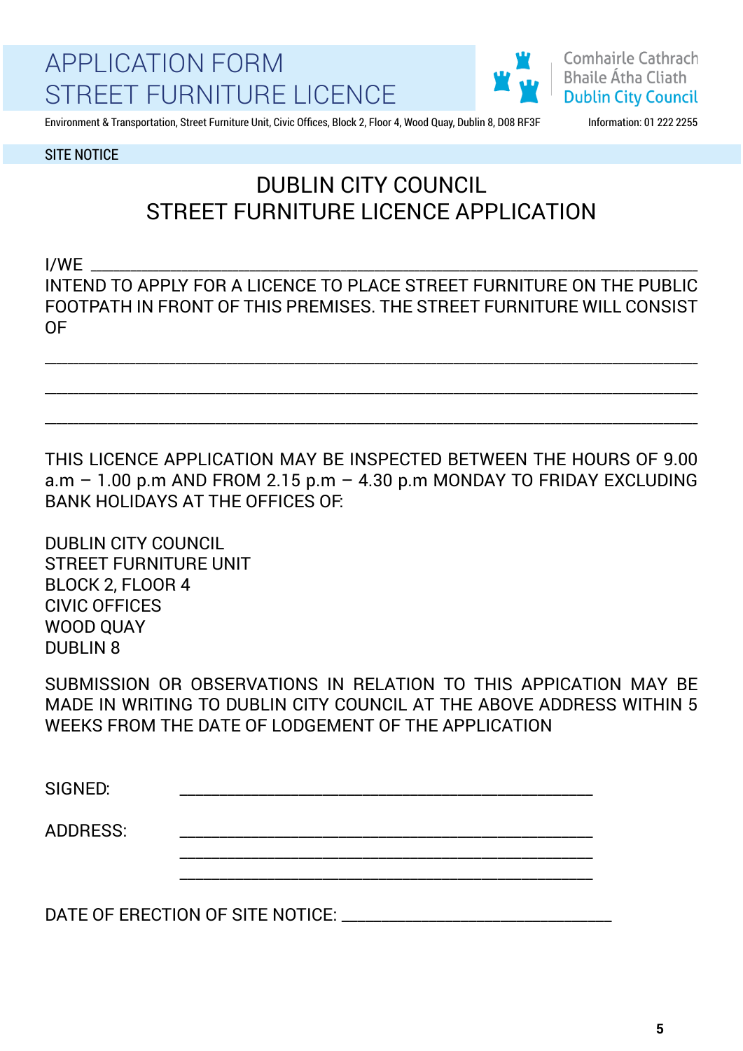# APPLICATION FORM
# STREET FURNITURE LICENCE

Comhairle Cathrach Bhaile Átha Cliath
Dublin City Council

Environment & Transportation, Street Furniture Unit, Civic Offices, Block 2, Floor 4, Wood Quay, Dublin 8, D08 RF3F    Information: 01 222 2255

SITE NOTICE

## DUBLIN CITY COUNCIL
## STREET FURNITURE LICENCE APPLICATION

I/WE ______________________________________________________________________
INTEND TO APPLY FOR A LICENCE TO PLACE STREET FURNITURE ON THE PUBLIC FOOTPATH IN FRONT OF THIS PREMISES. THE STREET FURNITURE WILL CONSIST OF

______________________________________________________________________________

______________________________________________________________________________

______________________________________________________________________________

THIS LICENCE APPLICATION MAY BE INSPECTED BETWEEN THE HOURS OF 9.00 a.m – 1.00 p.m AND FROM 2.15 p.m – 4.30 p.m MONDAY TO FRIDAY EXCLUDING BANK HOLIDAYS AT THE OFFICES OF:

DUBLIN CITY COUNCIL
STREET FURNITURE UNIT
BLOCK 2, FLOOR 4
CIVIC OFFICES
WOOD QUAY
DUBLIN 8

SUBMISSION OR OBSERVATIONS IN RELATION TO THIS APPICATION MAY BE MADE IN WRITING TO DUBLIN CITY COUNCIL AT THE ABOVE ADDRESS WITHIN 5 WEEKS FROM THE DATE OF LODGEMENT OF THE APPLICATION

SIGNED: ____________________________________________

ADDRESS: ____________________________________________
____________________________________________
____________________________________________

DATE OF ERECTION OF SITE NOTICE: ______________________________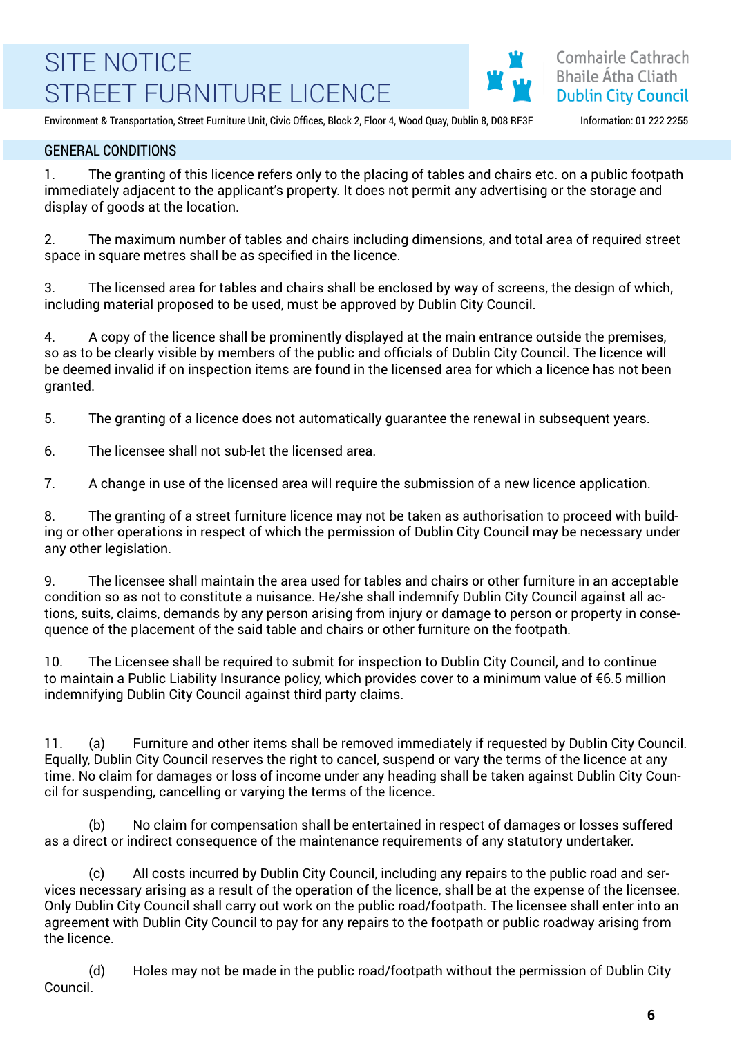# SITE NOTICE
# STREET FURNITURE LICENCE

Comhairle Cathrach Bhaile Átha Cliath
Dublin City Council

Environment & Transportation, Street Furniture Unit, Civic Offices, Block 2, Floor 4, Wood Quay, Dublin 8, D08 RF3F    Information: 01 222 2255

## GENERAL CONDITIONS

1. The granting of this licence refers only to the placing of tables and chairs etc. on a public footpath immediately adjacent to the applicant's property. It does not permit any advertising or the storage and display of goods at the location.

2. The maximum number of tables and chairs including dimensions, and total area of required street space in square metres shall be as specified in the licence.

3. The licensed area for tables and chairs shall be enclosed by way of screens, the design of which, including material proposed to be used, must be approved by Dublin City Council.

4. A copy of the licence shall be prominently displayed at the main entrance outside the premises, so as to be clearly visible by members of the public and officials of Dublin City Council. The licence will be deemed invalid if on inspection items are found in the licensed area for which a licence has not been granted.

5. The granting of a licence does not automatically guarantee the renewal in subsequent years.

6. The licensee shall not sub-let the licensed area.

7. A change in use of the licensed area will require the submission of a new licence application.

8. The granting of a street furniture licence may not be taken as authorisation to proceed with building or other operations in respect of which the permission of Dublin City Council may be necessary under any other legislation.

9. The licensee shall maintain the area used for tables and chairs or other furniture in an acceptable condition so as not to constitute a nuisance. He/she shall indemnify Dublin City Council against all actions, suits, claims, demands by any person arising from injury or damage to person or property in consequence of the placement of the said table and chairs or other furniture on the footpath.

10. The Licensee shall be required to submit for inspection to Dublin City Council, and to continue to maintain a Public Liability Insurance policy, which provides cover to a minimum value of €6.5 million indemnifying Dublin City Council against third party claims.

11. (a) Furniture and other items shall be removed immediately if requested by Dublin City Council. Equally, Dublin City Council reserves the right to cancel, suspend or vary the terms of the licence at any time. No claim for damages or loss of income under any heading shall be taken against Dublin City Council for suspending, cancelling or varying the terms of the licence.

(b) No claim for compensation shall be entertained in respect of damages or losses suffered as a direct or indirect consequence of the maintenance requirements of any statutory undertaker.

(c) All costs incurred by Dublin City Council, including any repairs to the public road and services necessary arising as a result of the operation of the licence, shall be at the expense of the licensee. Only Dublin City Council shall carry out work on the public road/footpath. The licensee shall enter into an agreement with Dublin City Council to pay for any repairs to the footpath or public roadway arising from the licence.

(d) Holes may not be made in the public road/footpath without the permission of Dublin City Council.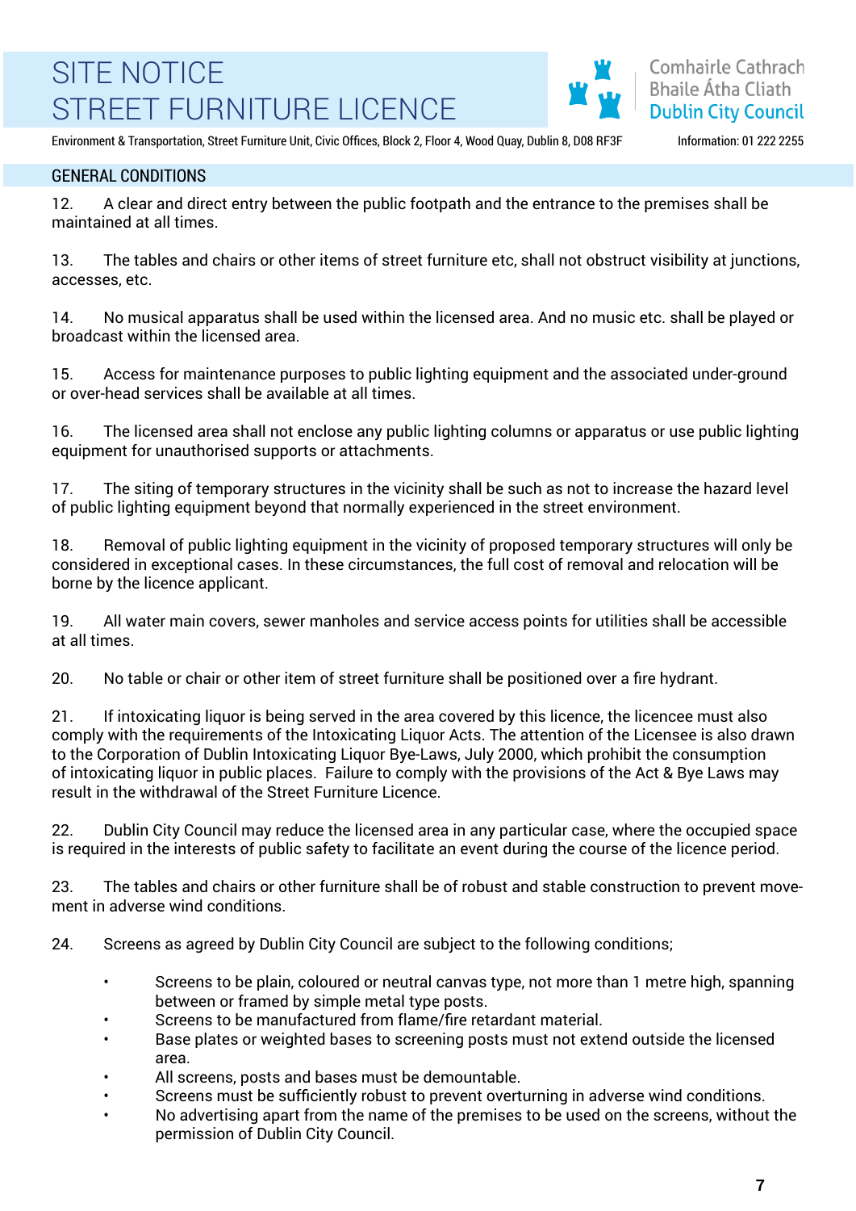# SITE NOTICE
# STREET FURNITURE LICENCE

Comhairle Cathrach Bhaile Átha Cliath
Dublin City Council

Environment & Transportation, Street Furniture Unit, Civic Offices, Block 2, Floor 4, Wood Quay, Dublin 8, D08 RF3F    Information: 01 222 2255

## GENERAL CONDITIONS

12. A clear and direct entry between the public footpath and the entrance to the premises shall be maintained at all times.

13. The tables and chairs or other items of street furniture etc, shall not obstruct visibility at junctions, accesses, etc.

14. No musical apparatus shall be used within the licensed area. And no music etc. shall be played or broadcast within the licensed area.

15. Access for maintenance purposes to public lighting equipment and the associated under-ground or over-head services shall be available at all times.

16. The licensed area shall not enclose any public lighting columns or apparatus or use public lighting equipment for unauthorised supports or attachments.

17. The siting of temporary structures in the vicinity shall be such as not to increase the hazard level of public lighting equipment beyond that normally experienced in the street environment.

18. Removal of public lighting equipment in the vicinity of proposed temporary structures will only be considered in exceptional cases. In these circumstances, the full cost of removal and relocation will be borne by the licence applicant.

19. All water main covers, sewer manholes and service access points for utilities shall be accessible at all times.

20. No table or chair or other item of street furniture shall be positioned over a fire hydrant.

21. If intoxicating liquor is being served in the area covered by this licence, the licencee must also comply with the requirements of the Intoxicating Liquor Acts. The attention of the Licensee is also drawn to the Corporation of Dublin Intoxicating Liquor Bye-Laws, July 2000, which prohibit the consumption of intoxicating liquor in public places. Failure to comply with the provisions of the Act & Bye Laws may result in the withdrawal of the Street Furniture Licence.

22. Dublin City Council may reduce the licensed area in any particular case, where the occupied space is required in the interests of public safety to facilitate an event during the course of the licence period.

23. The tables and chairs or other furniture shall be of robust and stable construction to prevent movement in adverse wind conditions.

24. Screens as agreed by Dublin City Council are subject to the following conditions;

- Screens to be plain, coloured or neutral canvas type, not more than 1 metre high, spanning between or framed by simple metal type posts.
- Screens to be manufactured from flame/fire retardant material.
- Base plates or weighted bases to screening posts must not extend outside the licensed area.
- All screens, posts and bases must be demountable.
- Screens must be sufficiently robust to prevent overturning in adverse wind conditions.
- No advertising apart from the name of the premises to be used on the screens, without the permission of Dublin City Council.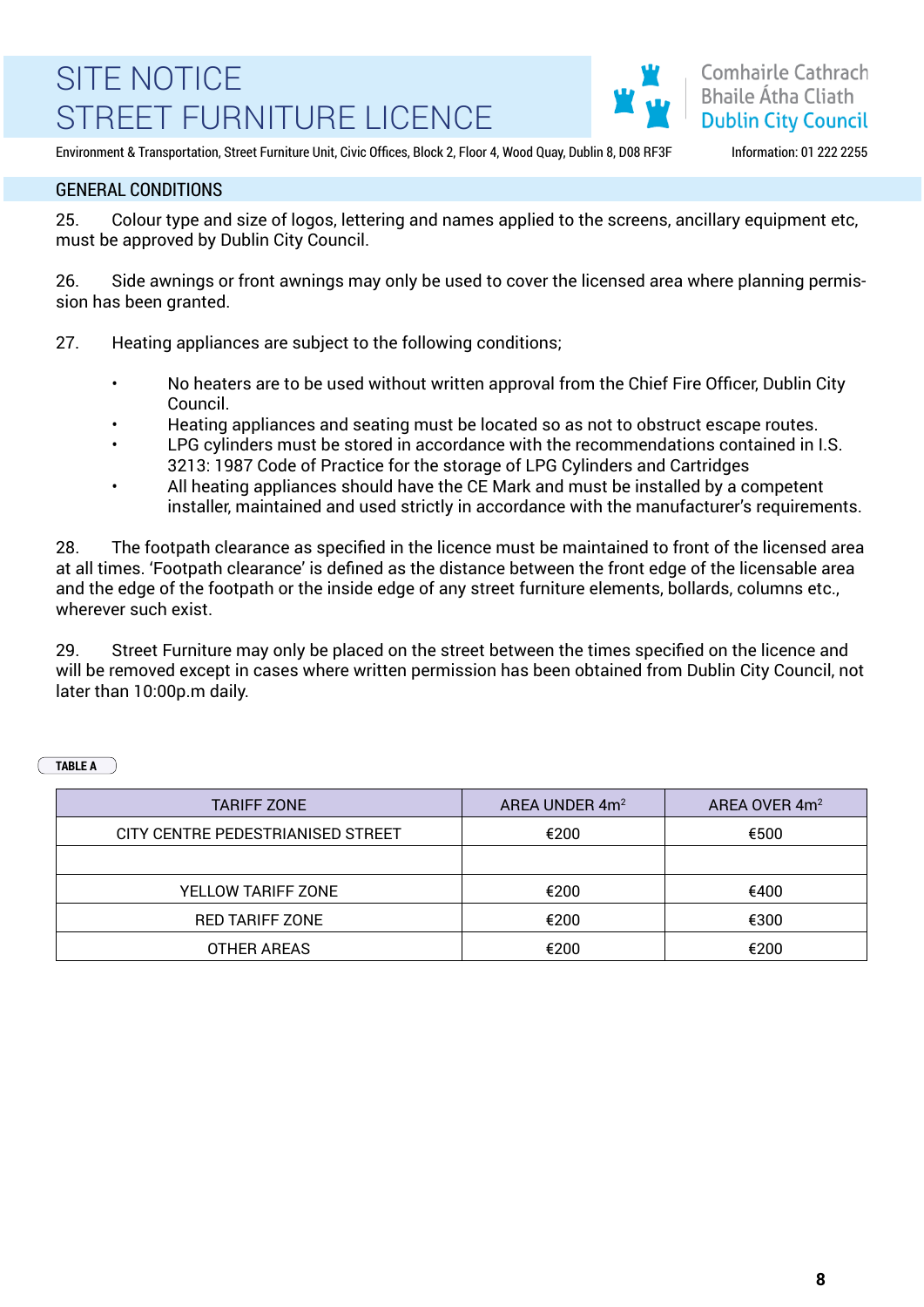# SITE NOTICE
# STREET FURNITURE LICENCE

Comhairle Cathrach Bhaile Átha Cliath
Dublin City Council

Environment & Transportation, Street Furniture Unit, Civic Offices, Block 2, Floor 4, Wood Quay, Dublin 8, D08 RF3F    Information: 01 222 2255

## GENERAL CONDITIONS

25. Colour type and size of logos, lettering and names applied to the screens, ancillary equipment etc, must be approved by Dublin City Council.

26. Side awnings or front awnings may only be used to cover the licensed area where planning permission has been granted.

27. Heating appliances are subject to the following conditions;

- No heaters are to be used without written approval from the Chief Fire Officer, Dublin City Council.
- Heating appliances and seating must be located so as not to obstruct escape routes.
- LPG cylinders must be stored in accordance with the recommendations contained in I.S. 3213: 1987 Code of Practice for the storage of LPG Cylinders and Cartridges
- All heating appliances should have the CE Mark and must be installed by a competent installer, maintained and used strictly in accordance with the manufacturer's requirements.

28. The footpath clearance as specified in the licence must be maintained to front of the licensed area at all times. 'Footpath clearance' is defined as the distance between the front edge of the licensable area and the edge of the footpath or the inside edge of any street furniture elements, bollards, columns etc., wherever such exist.

29. Street Furniture may only be placed on the street between the times specified on the licence and will be removed except in cases where written permission has been obtained from Dublin City Council, not later than 10:00p.m daily.

**TABLE A**

| TARIFF ZONE | AREA UNDER 4m$^2$ | AREA OVER 4m$^2$ |
|---|---|---|
| CITY CENTRE PEDESTRIANISED STREET | €200 | €500 |
| | | |
| YELLOW TARIFF ZONE | €200 | €400 |
| RED TARIFF ZONE | €200 | €300 |
| OTHER AREAS | €200 | €200 |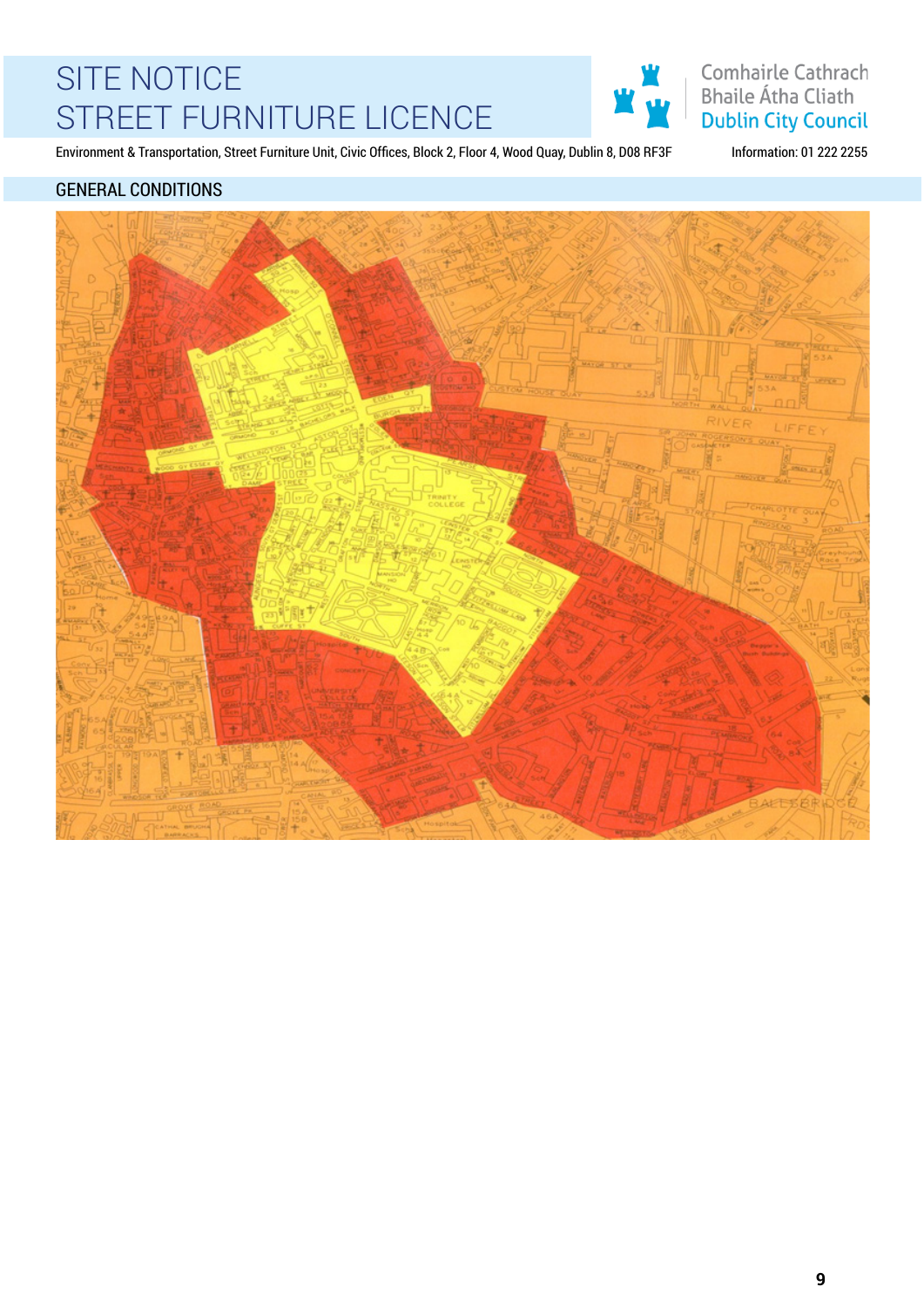## GENERAL CONDITIONS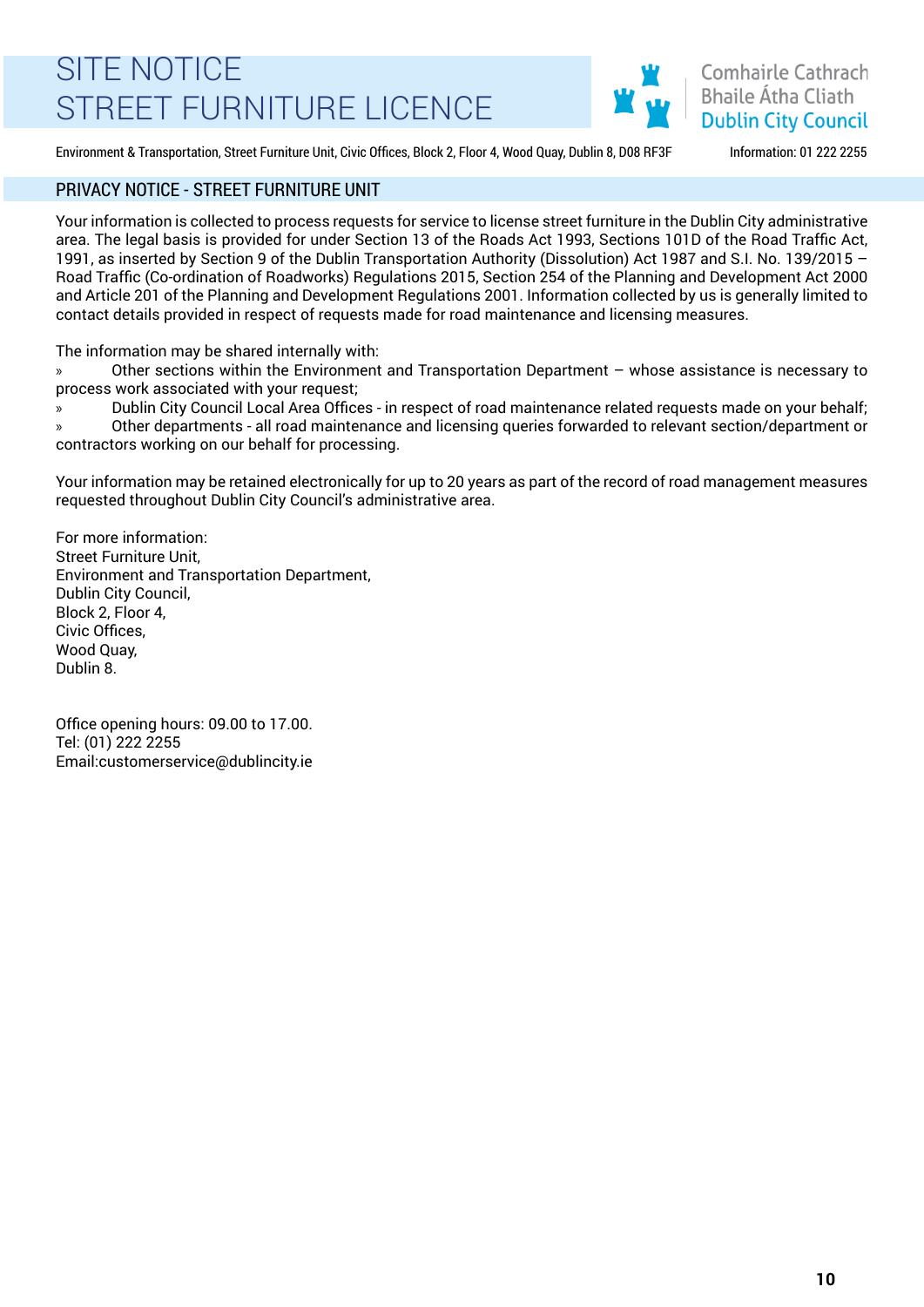# SITE NOTICE
# STREET FURNITURE LICENCE

Comhairle Cathrach
Bhaile Átha Cliath
Dublin City Council

Environment & Transportation, Street Furniture Unit, Civic Offices, Block 2, Floor 4, Wood Quay, Dublin 8, D08 RF3F    Information: 01 222 2255

## PRIVACY NOTICE - STREET FURNITURE UNIT

Your information is collected to process requests for service to license street furniture in the Dublin City administrative area. The legal basis is provided for under Section 13 of the Roads Act 1993, Sections 101D of the Road Traffic Act, 1991, as inserted by Section 9 of the Dublin Transportation Authority (Dissolution) Act 1987 and S.I. No. 139/2015 – Road Traffic (Co-ordination of Roadworks) Regulations 2015, Section 254 of the Planning and Development Act 2000 and Article 201 of the Planning and Development Regulations 2001. Information collected by us is generally limited to contact details provided in respect of requests made for road maintenance and licensing measures.

The information may be shared internally with:

» Other sections within the Environment and Transportation Department – whose assistance is necessary to process work associated with your request;
» Dublin City Council Local Area Offices - in respect of road maintenance related requests made on your behalf;
» Other departments - all road maintenance and licensing queries forwarded to relevant section/department or contractors working on our behalf for processing.

Your information may be retained electronically for up to 20 years as part of the record of road management measures requested throughout Dublin City Council's administrative area.

For more information:
Street Furniture Unit,
Environment and Transportation Department,
Dublin City Council,
Block 2, Floor 4,
Civic Offices,
Wood Quay,
Dublin 8.

Office opening hours: 09.00 to 17.00.
Tel: (01) 222 2255
Email:customerservice@dublincity.ie